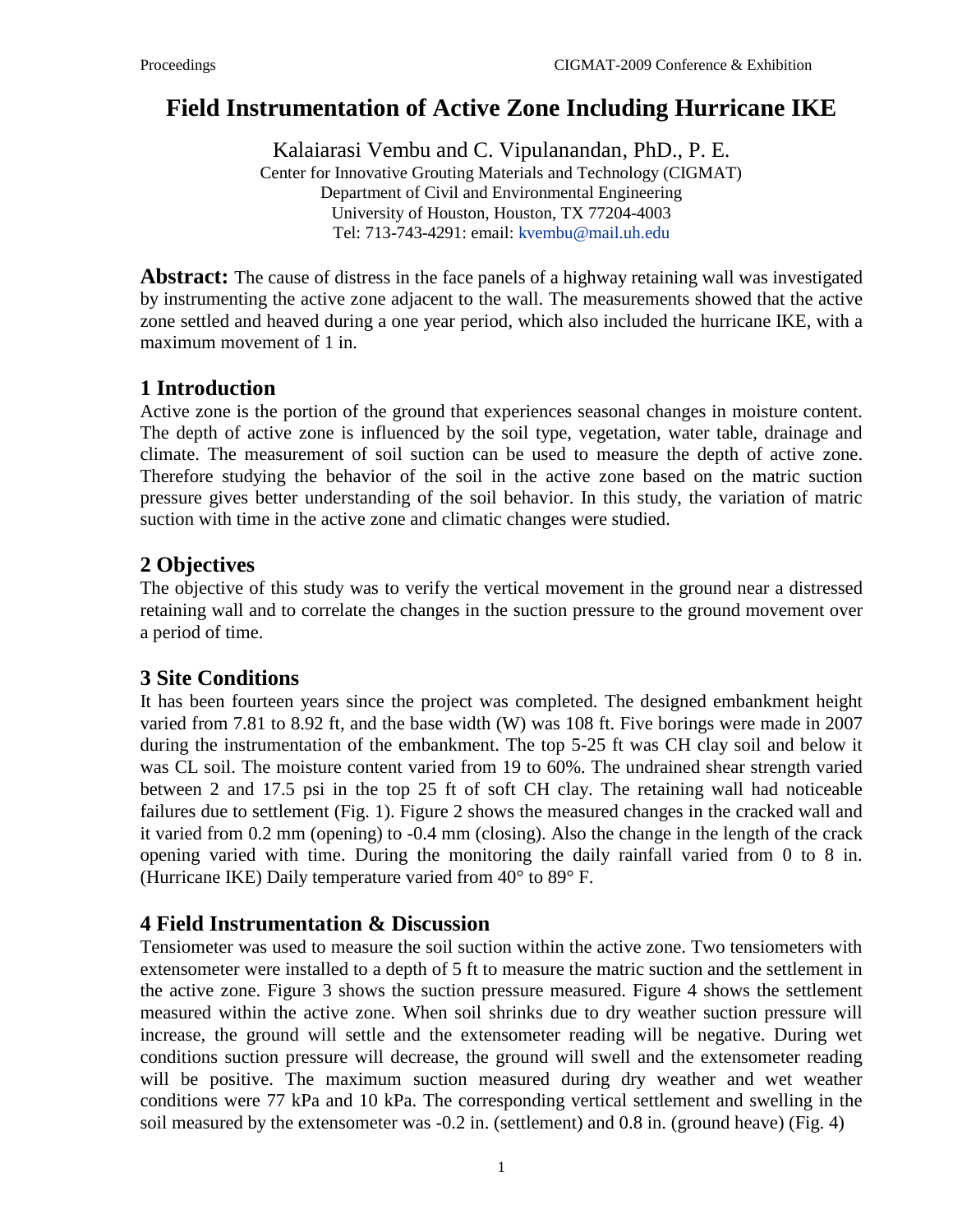# Field Instrumentation of Active Zone Including Hurricane IKE

Kalaiarasi Vembu and C. Vipulanandan, PhD., P. E.
Center for Innovative Grouting Materials and Technology (CIGMAT)
Department of Civil and Environmental Engineering
University of Houston, Houston, TX 77204-4003
Tel: 713-743-4291: email: kvembu@mail.uh.edu

**Abstract:** The cause of distress in the face panels of a highway retaining wall was investigated by instrumenting the active zone adjacent to the wall. The measurements showed that the active zone settled and heaved during a one year period, which also included the hurricane IKE, with a maximum movement of 1 in.

## 1 Introduction

Active zone is the portion of the ground that experiences seasonal changes in moisture content. The depth of active zone is influenced by the soil type, vegetation, water table, drainage and climate. The measurement of soil suction can be used to measure the depth of active zone. Therefore studying the behavior of the soil in the active zone based on the matric suction pressure gives better understanding of the soil behavior. In this study, the variation of matric suction with time in the active zone and climatic changes were studied.

## 2 Objectives

The objective of this study was to verify the vertical movement in the ground near a distressed retaining wall and to correlate the changes in the suction pressure to the ground movement over a period of time.

## 3 Site Conditions

It has been fourteen years since the project was completed. The designed embankment height varied from 7.81 to 8.92 ft, and the base width (W) was 108 ft. Five borings were made in 2007 during the instrumentation of the embankment. The top 5-25 ft was CH clay soil and below it was CL soil. The moisture content varied from 19 to 60%. The undrained shear strength varied between 2 and 17.5 psi in the top 25 ft of soft CH clay. The retaining wall had noticeable failures due to settlement (Fig. 1). Figure 2 shows the measured changes in the cracked wall and it varied from 0.2 mm (opening) to -0.4 mm (closing). Also the change in the length of the crack opening varied with time. During the monitoring the daily rainfall varied from 0 to 8 in. (Hurricane IKE) Daily temperature varied from 40° to 89° F.

## 4 Field Instrumentation & Discussion

Tensiometer was used to measure the soil suction within the active zone. Two tensiometers with extensometer were installed to a depth of 5 ft to measure the matric suction and the settlement in the active zone. Figure 3 shows the suction pressure measured. Figure 4 shows the settlement measured within the active zone. When soil shrinks due to dry weather suction pressure will increase, the ground will settle and the extensometer reading will be negative. During wet conditions suction pressure will decrease, the ground will swell and the extensometer reading will be positive. The maximum suction measured during dry weather and wet weather conditions were 77 kPa and 10 kPa. The corresponding vertical settlement and swelling in the soil measured by the extensometer was -0.2 in. (settlement) and 0.8 in. (ground heave) (Fig. 4)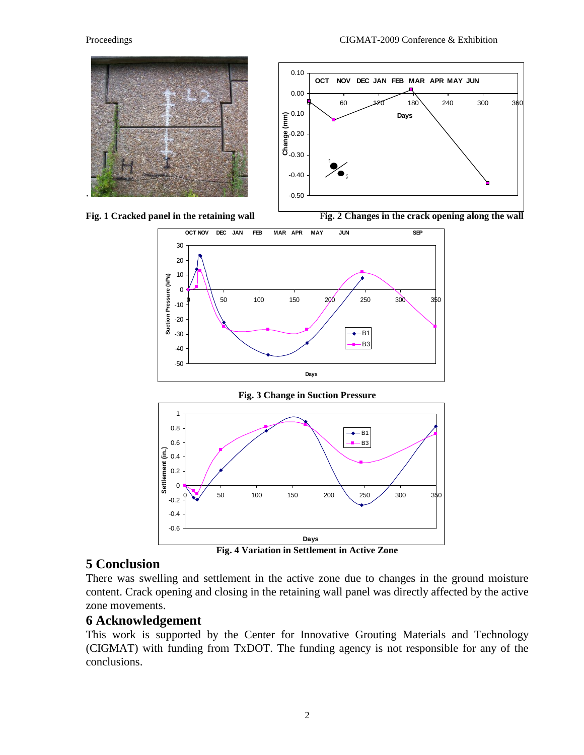L2

H

Fig. 1 Cracked panel in the retaining wall

OCT NOV DEC JAN FEB MAR APR MAY JUN

0.10
0.00
-0.10
-0.20
-0.30
-0.40
-0.50

Change (mm)

0 60 120 180 240 300 360

Days

1

2

Fig. 2 Changes in the crack opening along the wall

OCT NOV DEC JAN FEB MAR APR MAY JUN SEP

30
20
10
0
-10
-20
-30
-40
-50

Suction Pressure (kPa)

0 50 100 150 200 250 300 350

Days

B1
B3

Fig. 3 Change in Suction Pressure

1
0.8
0.6
0.4
0.2
0
-0.2
-0.4
-0.6

Settlement (in.)

0 50 100 150 200 250 300 350

Days

B1
B3

Fig. 4 Variation in Settlement in Active Zone

## 5 Conclusion

There was swelling and settlement in the active zone due to changes in the ground moisture content. Crack opening and closing in the retaining wall panel was directly affected by the active zone movements.

## 6 Acknowledgement

This work is supported by the Center for Innovative Grouting Materials and Technology (CIGMAT) with funding from TxDOT. The funding agency is not responsible for any of the conclusions.